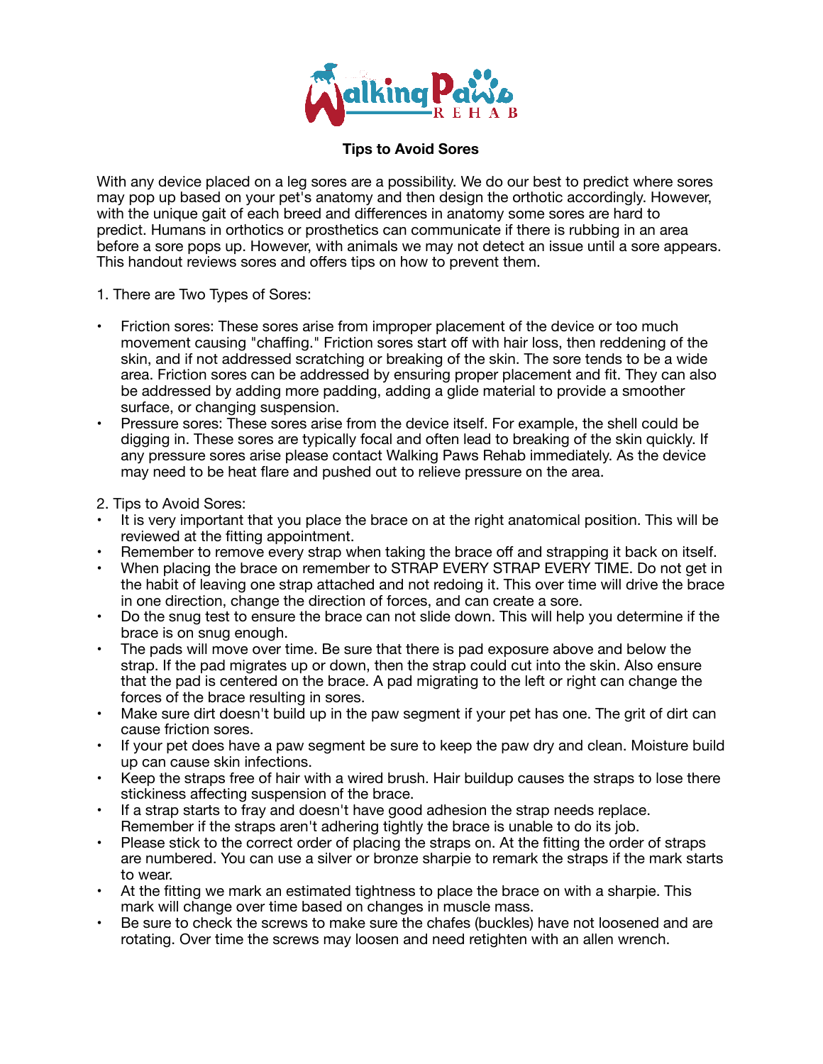# Tips to Avoid Sores

With any device placed on a leg sores are a possibility. We do our best to predict where sores may pop up based on your pet's anatomy and then design the orthotic accordingly. However, with the unique gait of each breed and differences in anatomy some sores are hard to predict. Humans in orthotics or prosthetics can communicate if there is rubbing in an area before a sore pops up. However, with animals we may not detect an issue until a sore appears. This handout reviews sores and offers tips on how to prevent them.

1. There are Two Types of Sores:

- Friction sores: These sores arise from improper placement of the device or too much movement causing "chaffing." Friction sores start off with hair loss, then reddening of the skin, and if not addressed scratching or breaking of the skin. The sore tends to be a wide area. Friction sores can be addressed by ensuring proper placement and fit. They can also be addressed by adding more padding, adding a glide material to provide a smoother surface, or changing suspension.
- Pressure sores: These sores arise from the device itself. For example, the shell could be digging in. These sores are typically focal and often lead to breaking of the skin quickly. If any pressure sores arise please contact Walking Paws Rehab immediately. As the device may need to be heat flare and pushed out to relieve pressure on the area.

2. Tips to Avoid Sores:

- It is very important that you place the brace on at the right anatomical position. This will be reviewed at the fitting appointment.
- Remember to remove every strap when taking the brace off and strapping it back on itself.
- When placing the brace on remember to STRAP EVERY STRAP EVERY TIME. Do not get in the habit of leaving one strap attached and not redoing it. This over time will drive the brace in one direction, change the direction of forces, and can create a sore.
- Do the snug test to ensure the brace can not slide down. This will help you determine if the brace is on snug enough.
- The pads will move over time. Be sure that there is pad exposure above and below the strap. If the pad migrates up or down, then the strap could cut into the skin. Also ensure that the pad is centered on the brace. A pad migrating to the left or right can change the forces of the brace resulting in sores.
- Make sure dirt doesn't build up in the paw segment if your pet has one. The grit of dirt can cause friction sores.
- If your pet does have a paw segment be sure to keep the paw dry and clean. Moisture build up can cause skin infections.
- Keep the straps free of hair with a wired brush. Hair buildup causes the straps to lose there stickiness affecting suspension of the brace.
- If a strap starts to fray and doesn't have good adhesion the strap needs replace. Remember if the straps aren't adhering tightly the brace is unable to do its job.
- Please stick to the correct order of placing the straps on. At the fitting the order of straps are numbered. You can use a silver or bronze sharpie to remark the straps if the mark starts to wear.
- At the fitting we mark an estimated tightness to place the brace on with a sharpie. This mark will change over time based on changes in muscle mass.
- Be sure to check the screws to make sure the chafes (buckles) have not loosened and are rotating. Over time the screws may loosen and need retighten with an allen wrench.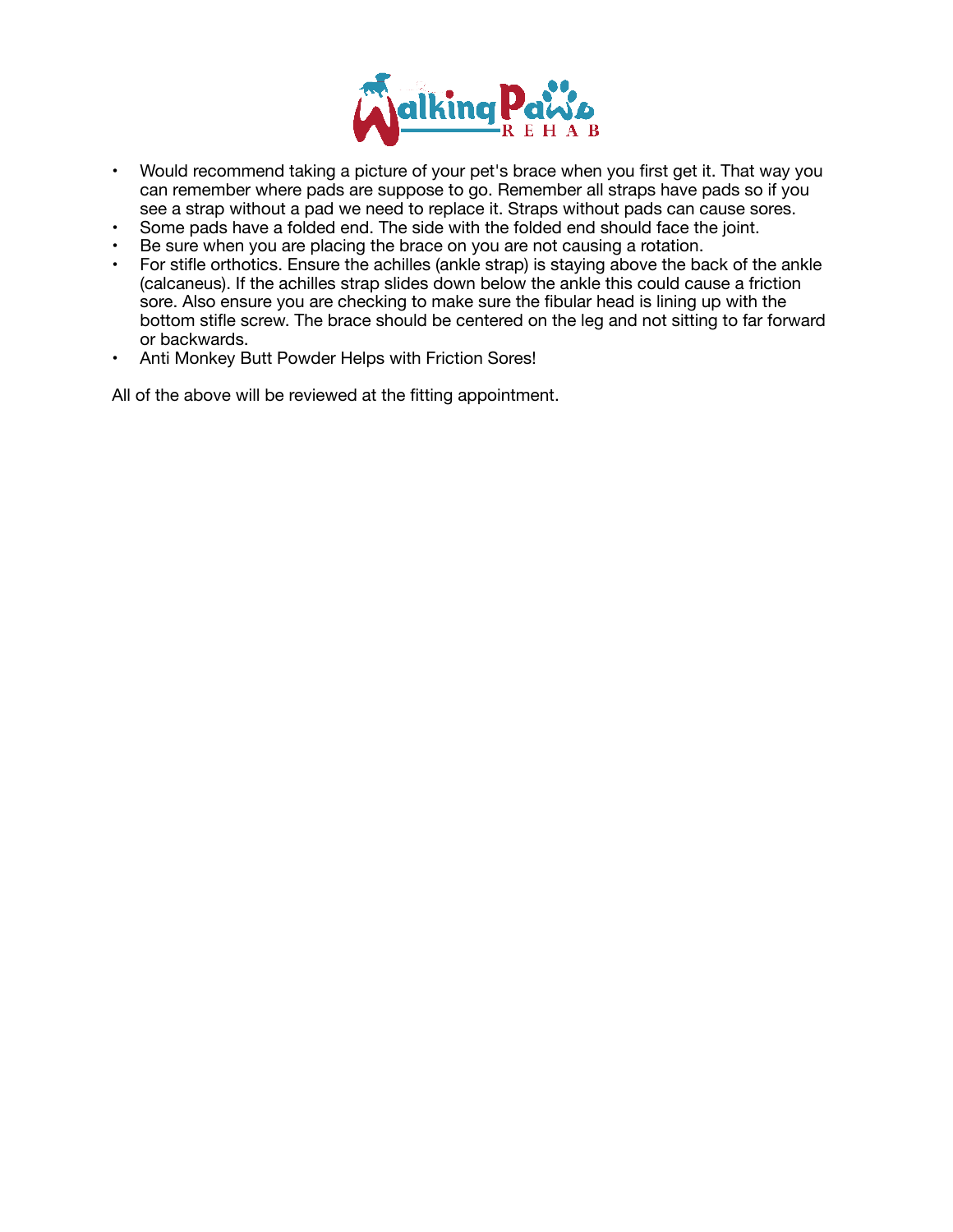- Would recommend taking a picture of your pet's brace when you first get it. That way you can remember where pads are suppose to go. Remember all straps have pads so if you see a strap without a pad we need to replace it. Straps without pads can cause sores.
- Some pads have a folded end. The side with the folded end should face the joint.
- Be sure when you are placing the brace on you are not causing a rotation.
- For stifle orthotics. Ensure the achilles (ankle strap) is staying above the back of the ankle (calcaneus). If the achilles strap slides down below the ankle this could cause a friction sore. Also ensure you are checking to make sure the fibular head is lining up with the bottom stifle screw. The brace should be centered on the leg and not sitting to far forward or backwards.
- Anti Monkey Butt Powder Helps with Friction Sores!

All of the above will be reviewed at the fitting appointment.